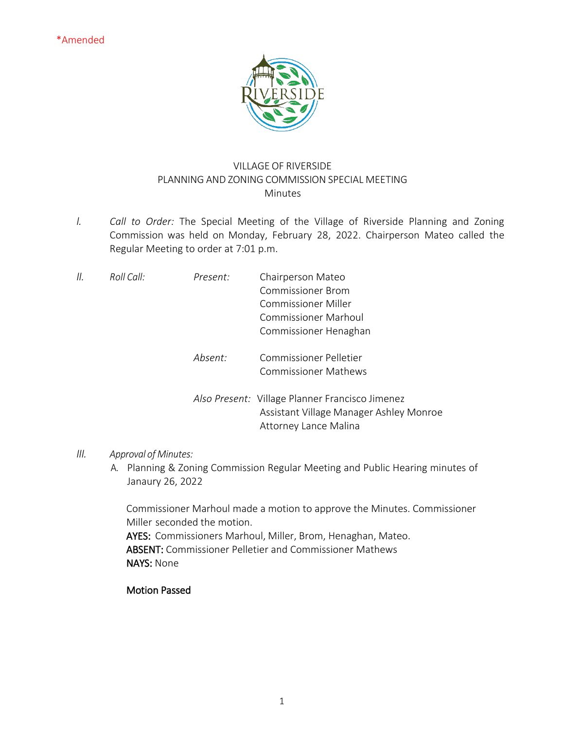*Amended

VILLAGE OF RIVERSIDE
PLANNING AND ZONING COMMISSION SPECIAL MEETING
Minutes

I. *Call to Order:* The Special Meeting of the Village of Riverside Planning and Zoning Commission was held on Monday, February 28, 2022. Chairperson Mateo called the Regular Meeting to order at 7:01 p.m.

II. *Roll Call:*

*Present:*
Chairperson Mateo
Commissioner Brom
Commissioner Miller
Commissioner Marhoul
Commissioner Henaghan

*Absent:*
Commissioner Pelletier
Commissioner Mathews

*Also Present:*
Village Planner Francisco Jimenez
Assistant Village Manager Ashley Monroe
Attorney Lance Malina

III. *Approval of Minutes:*

A. Planning & Zoning Commission Regular Meeting and Public Hearing minutes of Janaury 26, 2022

Commissioner Marhoul made a motion to approve the Minutes. Commissioner Miller seconded the motion.
**AYES:** Commissioners Marhoul, Miller, Brom, Henaghan, Mateo.
**ABSENT:** Commissioner Pelletier and Commissioner Mathews
**NAYS:** None

**Motion Passed**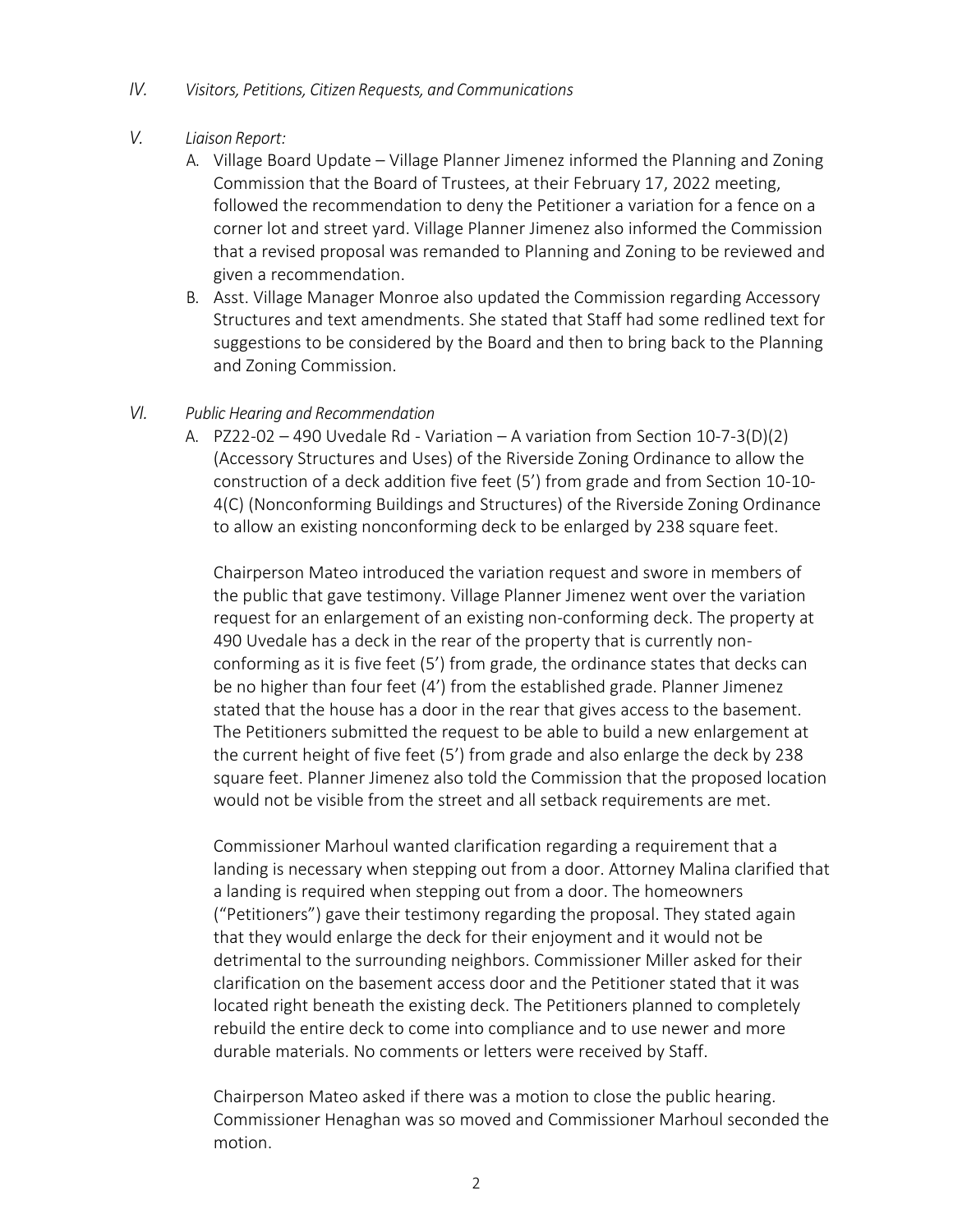*IV. Visitors, Petitions, Citizen Requests, and Communications*

*V. Liaison Report:*

A. Village Board Update – Village Planner Jimenez informed the Planning and Zoning Commission that the Board of Trustees, at their February 17, 2022 meeting, followed the recommendation to deny the Petitioner a variation for a fence on a corner lot and street yard. Village Planner Jimenez also informed the Commission that a revised proposal was remanded to Planning and Zoning to be reviewed and given a recommendation.

B. Asst. Village Manager Monroe also updated the Commission regarding Accessory Structures and text amendments. She stated that Staff had some redlined text for suggestions to be considered by the Board and then to bring back to the Planning and Zoning Commission.

*VI. Public Hearing and Recommendation*

A. PZ22-02 – 490 Uvedale Rd - Variation – A variation from Section 10-7-3(D)(2) (Accessory Structures and Uses) of the Riverside Zoning Ordinance to allow the construction of a deck addition five feet (5') from grade and from Section 10-10-4(C) (Nonconforming Buildings and Structures) of the Riverside Zoning Ordinance to allow an existing nonconforming deck to be enlarged by 238 square feet.

Chairperson Mateo introduced the variation request and swore in members of the public that gave testimony. Village Planner Jimenez went over the variation request for an enlargement of an existing non-conforming deck. The property at 490 Uvedale has a deck in the rear of the property that is currently non-conforming as it is five feet (5') from grade, the ordinance states that decks can be no higher than four feet (4') from the established grade. Planner Jimenez stated that the house has a door in the rear that gives access to the basement. The Petitioners submitted the request to be able to build a new enlargement at the current height of five feet (5') from grade and also enlarge the deck by 238 square feet. Planner Jimenez also told the Commission that the proposed location would not be visible from the street and all setback requirements are met.

Commissioner Marhoul wanted clarification regarding a requirement that a landing is necessary when stepping out from a door. Attorney Malina clarified that a landing is required when stepping out from a door. The homeowners ("Petitioners") gave their testimony regarding the proposal. They stated again that they would enlarge the deck for their enjoyment and it would not be detrimental to the surrounding neighbors. Commissioner Miller asked for their clarification on the basement access door and the Petitioner stated that it was located right beneath the existing deck. The Petitioners planned to completely rebuild the entire deck to come into compliance and to use newer and more durable materials. No comments or letters were received by Staff.

Chairperson Mateo asked if there was a motion to close the public hearing. Commissioner Henaghan was so moved and Commissioner Marhoul seconded the motion.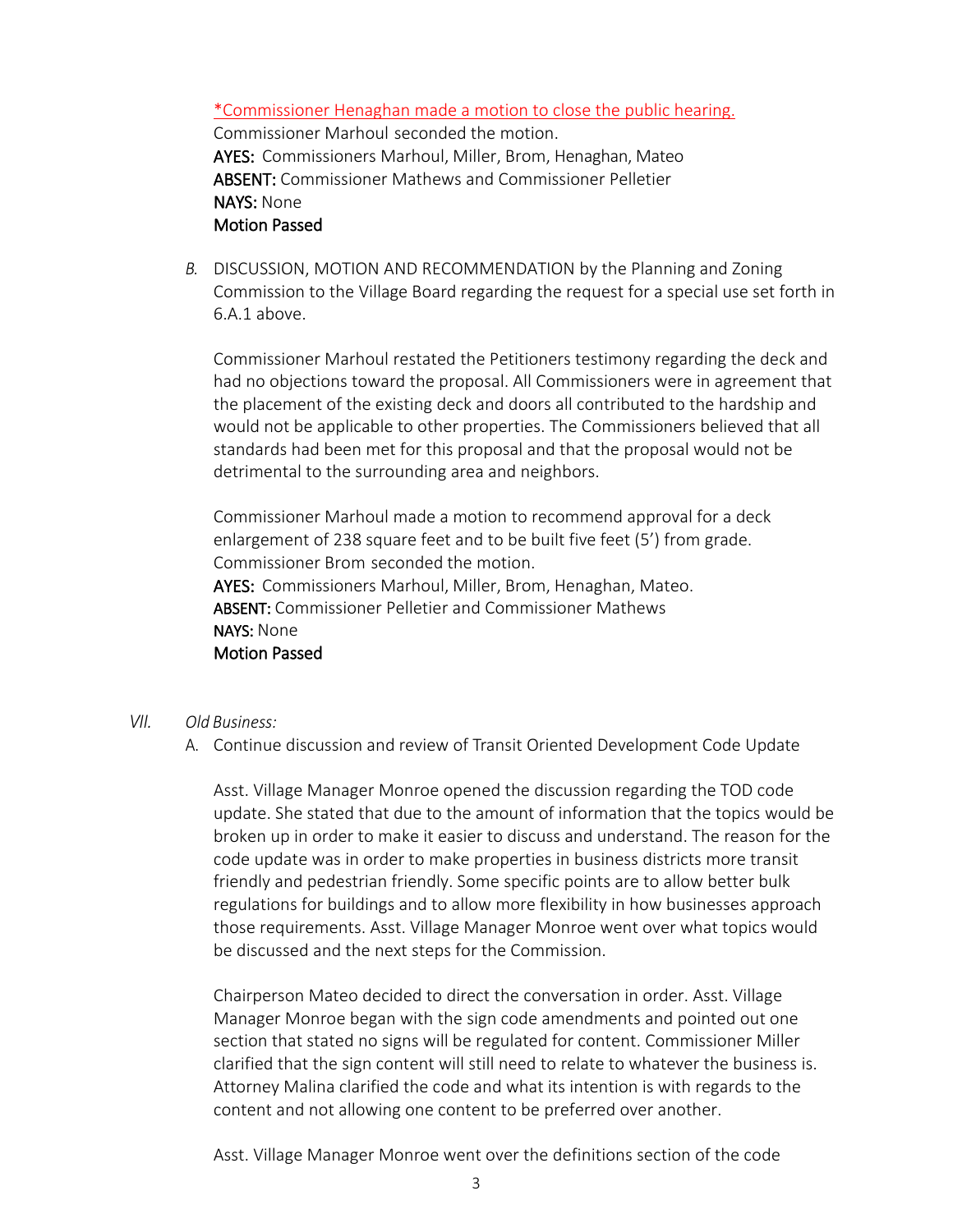*Commissioner Henaghan made a motion to close the public hearing.
Commissioner Marhoul seconded the motion.
**AYES:** Commissioners Marhoul, Miller, Brom, Henaghan, Mateo
**ABSENT:** Commissioner Mathews and Commissioner Pelletier
**NAYS:** None
**Motion Passed**

*B.* DISCUSSION, MOTION AND RECOMMENDATION by the Planning and Zoning Commission to the Village Board regarding the request for a special use set forth in 6.A.1 above.

Commissioner Marhoul restated the Petitioners testimony regarding the deck and had no objections toward the proposal. All Commissioners were in agreement that the placement of the existing deck and doors all contributed to the hardship and would not be applicable to other properties. The Commissioners believed that all standards had been met for this proposal and that the proposal would not be detrimental to the surrounding area and neighbors.

Commissioner Marhoul made a motion to recommend approval for a deck enlargement of 238 square feet and to be built five feet (5') from grade.
Commissioner Brom seconded the motion.
**AYES:** Commissioners Marhoul, Miller, Brom, Henaghan, Mateo.
**ABSENT:** Commissioner Pelletier and Commissioner Mathews
**NAYS:** None
**Motion Passed**

*VII. Old Business:*

A. Continue discussion and review of Transit Oriented Development Code Update

Asst. Village Manager Monroe opened the discussion regarding the TOD code update. She stated that due to the amount of information that the topics would be broken up in order to make it easier to discuss and understand. The reason for the code update was in order to make properties in business districts more transit friendly and pedestrian friendly. Some specific points are to allow better bulk regulations for buildings and to allow more flexibility in how businesses approach those requirements. Asst. Village Manager Monroe went over what topics would be discussed and the next steps for the Commission.

Chairperson Mateo decided to direct the conversation in order. Asst. Village Manager Monroe began with the sign code amendments and pointed out one section that stated no signs will be regulated for content. Commissioner Miller clarified that the sign content will still need to relate to whatever the business is. Attorney Malina clarified the code and what its intention is with regards to the content and not allowing one content to be preferred over another.

Asst. Village Manager Monroe went over the definitions section of the code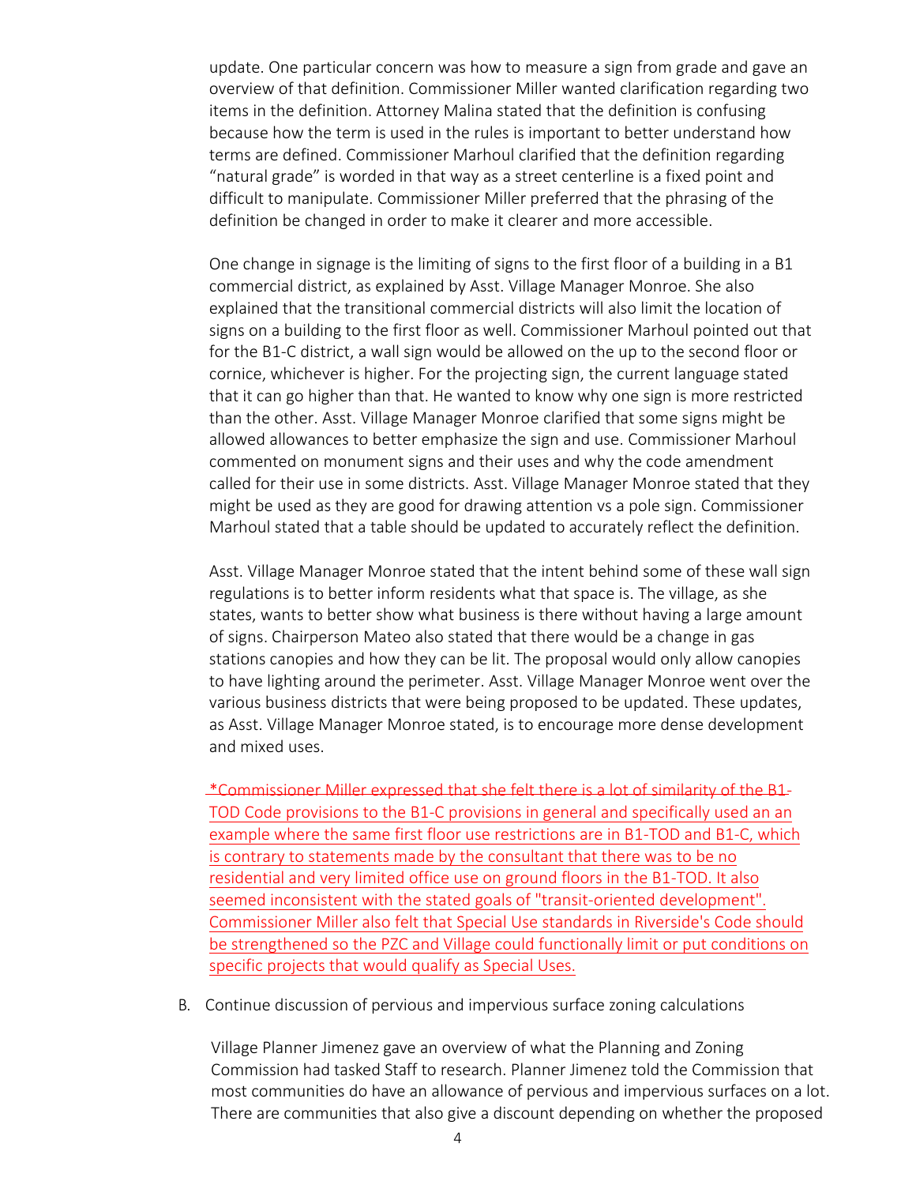update. One particular concern was how to measure a sign from grade and gave an overview of that definition. Commissioner Miller wanted clarification regarding two items in the definition. Attorney Malina stated that the definition is confusing because how the term is used in the rules is important to better understand how terms are defined. Commissioner Marhoul clarified that the definition regarding "natural grade" is worded in that way as a street centerline is a fixed point and difficult to manipulate. Commissioner Miller preferred that the phrasing of the definition be changed in order to make it clearer and more accessible.

One change in signage is the limiting of signs to the first floor of a building in a B1 commercial district, as explained by Asst. Village Manager Monroe. She also explained that the transitional commercial districts will also limit the location of signs on a building to the first floor as well. Commissioner Marhoul pointed out that for the B1-C district, a wall sign would be allowed on the up to the second floor or cornice, whichever is higher. For the projecting sign, the current language stated that it can go higher than that. He wanted to know why one sign is more restricted than the other. Asst. Village Manager Monroe clarified that some signs might be allowed allowances to better emphasize the sign and use. Commissioner Marhoul commented on monument signs and their uses and why the code amendment called for their use in some districts. Asst. Village Manager Monroe stated that they might be used as they are good for drawing attention vs a pole sign. Commissioner Marhoul stated that a table should be updated to accurately reflect the definition.

Asst. Village Manager Monroe stated that the intent behind some of these wall sign regulations is to better inform residents what that space is. The village, as she states, wants to better show what business is there without having a large amount of signs. Chairperson Mateo also stated that there would be a change in gas stations canopies and how they can be lit. The proposal would only allow canopies to have lighting around the perimeter. Asst. Village Manager Monroe went over the various business districts that were being proposed to be updated. These updates, as Asst. Village Manager Monroe stated, is to encourage more dense development and mixed uses.

*Commissioner Miller expressed that she felt there is a lot of similarity of the B1-TOD Code provisions to the B1-C provisions in general and specifically used an an example where the same first floor use restrictions are in B1-TOD and B1-C, which is contrary to statements made by the consultant that there was to be no residential and very limited office use on ground floors in the B1-TOD. It also seemed inconsistent with the stated goals of "transit-oriented development". Commissioner Miller also felt that Special Use standards in Riverside's Code should be strengthened so the PZC and Village could functionally limit or put conditions on specific projects that would qualify as Special Uses.

B. Continue discussion of pervious and impervious surface zoning calculations

Village Planner Jimenez gave an overview of what the Planning and Zoning Commission had tasked Staff to research. Planner Jimenez told the Commission that most communities do have an allowance of pervious and impervious surfaces on a lot. There are communities that also give a discount depending on whether the proposed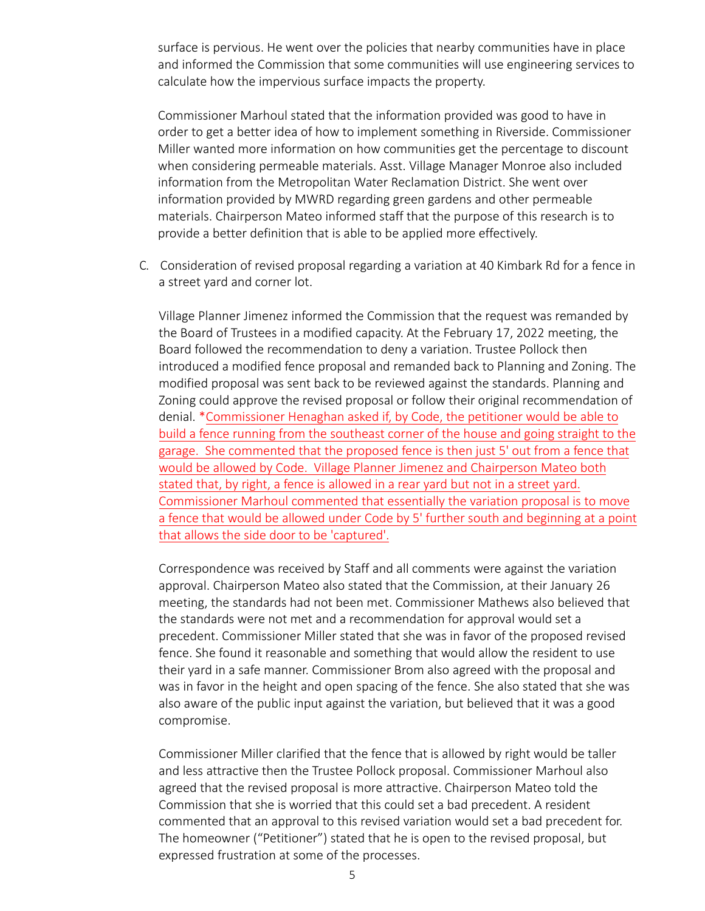surface is pervious. He went over the policies that nearby communities have in place and informed the Commission that some communities will use engineering services to calculate how the impervious surface impacts the property.

Commissioner Marhoul stated that the information provided was good to have in order to get a better idea of how to implement something in Riverside. Commissioner Miller wanted more information on how communities get the percentage to discount when considering permeable materials. Asst. Village Manager Monroe also included information from the Metropolitan Water Reclamation District. She went over information provided by MWRD regarding green gardens and other permeable materials. Chairperson Mateo informed staff that the purpose of this research is to provide a better definition that is able to be applied more effectively.

C. Consideration of revised proposal regarding a variation at 40 Kimbark Rd for a fence in a street yard and corner lot.

Village Planner Jimenez informed the Commission that the request was remanded by the Board of Trustees in a modified capacity. At the February 17, 2022 meeting, the Board followed the recommendation to deny a variation. Trustee Pollock then introduced a modified fence proposal and remanded back to Planning and Zoning. The modified proposal was sent back to be reviewed against the standards. Planning and Zoning could approve the revised proposal or follow their original recommendation of denial. *<u>Commissioner Henaghan asked if, by Code, the petitioner would be able to build a fence running from the southeast corner of the house and going straight to the garage. She commented that the proposed fence is then just 5' out from a fence that would be allowed by Code. Village Planner Jimenez and Chairperson Mateo both stated that, by right, a fence is allowed in a rear yard but not in a street yard. Commissioner Marhoul commented that essentially the variation proposal is to move a fence that would be allowed under Code by 5' further south and beginning at a point that allows the side door to be 'captured'.</u>

Correspondence was received by Staff and all comments were against the variation approval. Chairperson Mateo also stated that the Commission, at their January 26 meeting, the standards had not been met. Commissioner Mathews also believed that the standards were not met and a recommendation for approval would set a precedent. Commissioner Miller stated that she was in favor of the proposed revised fence. She found it reasonable and something that would allow the resident to use their yard in a safe manner. Commissioner Brom also agreed with the proposal and was in favor in the height and open spacing of the fence. She also stated that she was also aware of the public input against the variation, but believed that it was a good compromise.

Commissioner Miller clarified that the fence that is allowed by right would be taller and less attractive then the Trustee Pollock proposal. Commissioner Marhoul also agreed that the revised proposal is more attractive. Chairperson Mateo told the Commission that she is worried that this could set a bad precedent. A resident commented that an approval to this revised variation would set a bad precedent for. The homeowner ("Petitioner") stated that he is open to the revised proposal, but expressed frustration at some of the processes.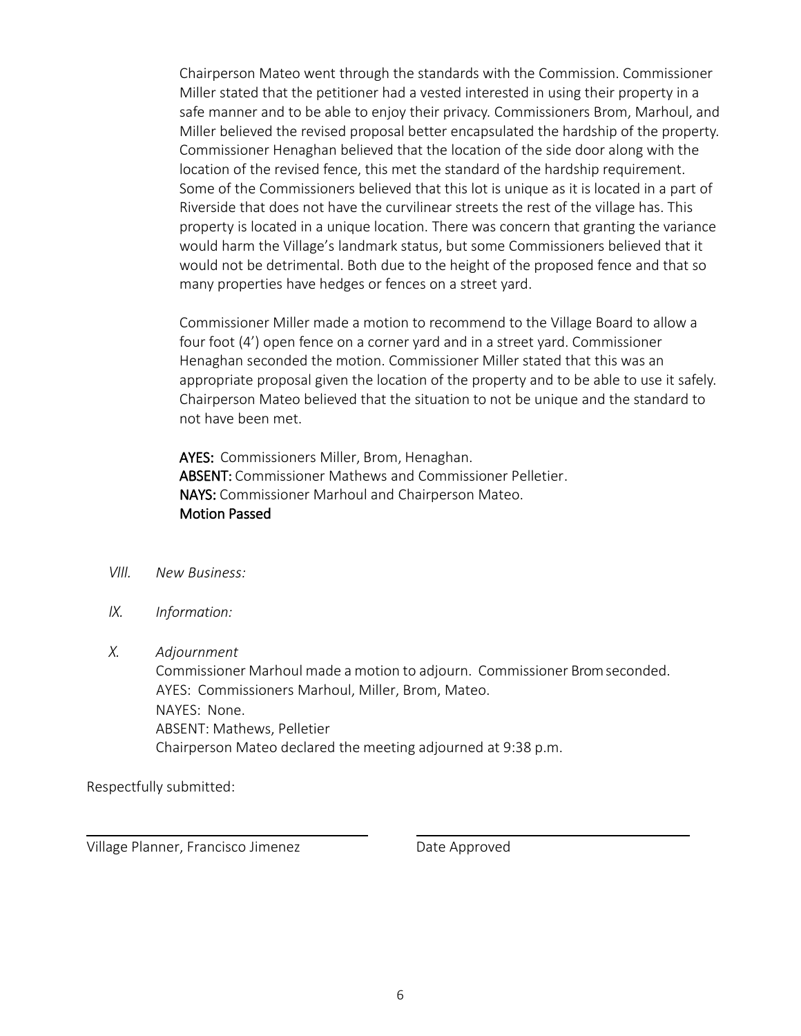Chairperson Mateo went through the standards with the Commission. Commissioner Miller stated that the petitioner had a vested interested in using their property in a safe manner and to be able to enjoy their privacy. Commissioners Brom, Marhoul, and Miller believed the revised proposal better encapsulated the hardship of the property. Commissioner Henaghan believed that the location of the side door along with the location of the revised fence, this met the standard of the hardship requirement. Some of the Commissioners believed that this lot is unique as it is located in a part of Riverside that does not have the curvilinear streets the rest of the village has. This property is located in a unique location. There was concern that granting the variance would harm the Village's landmark status, but some Commissioners believed that it would not be detrimental. Both due to the height of the proposed fence and that so many properties have hedges or fences on a street yard.

Commissioner Miller made a motion to recommend to the Village Board to allow a four foot (4') open fence on a corner yard and in a street yard. Commissioner Henaghan seconded the motion. Commissioner Miller stated that this was an appropriate proposal given the location of the property and to be able to use it safely. Chairperson Mateo believed that the situation to not be unique and the standard to not have been met.

**AYES:** Commissioners Miller, Brom, Henaghan.
**ABSENT:** Commissioner Mathews and Commissioner Pelletier.
**NAYS:** Commissioner Marhoul and Chairperson Mateo.
**Motion Passed**

*VIII. New Business:*

*IX. Information:*

*X. Adjournment*

Commissioner Marhoul made a motion to adjourn. Commissioner Brom seconded.
AYES: Commissioners Marhoul, Miller, Brom, Mateo.
NAYES: None.
ABSENT: Mathews, Pelletier
Chairperson Mateo declared the meeting adjourned at 9:38 p.m.

Respectfully submitted:

Village Planner, Francisco Jimenez

Date Approved